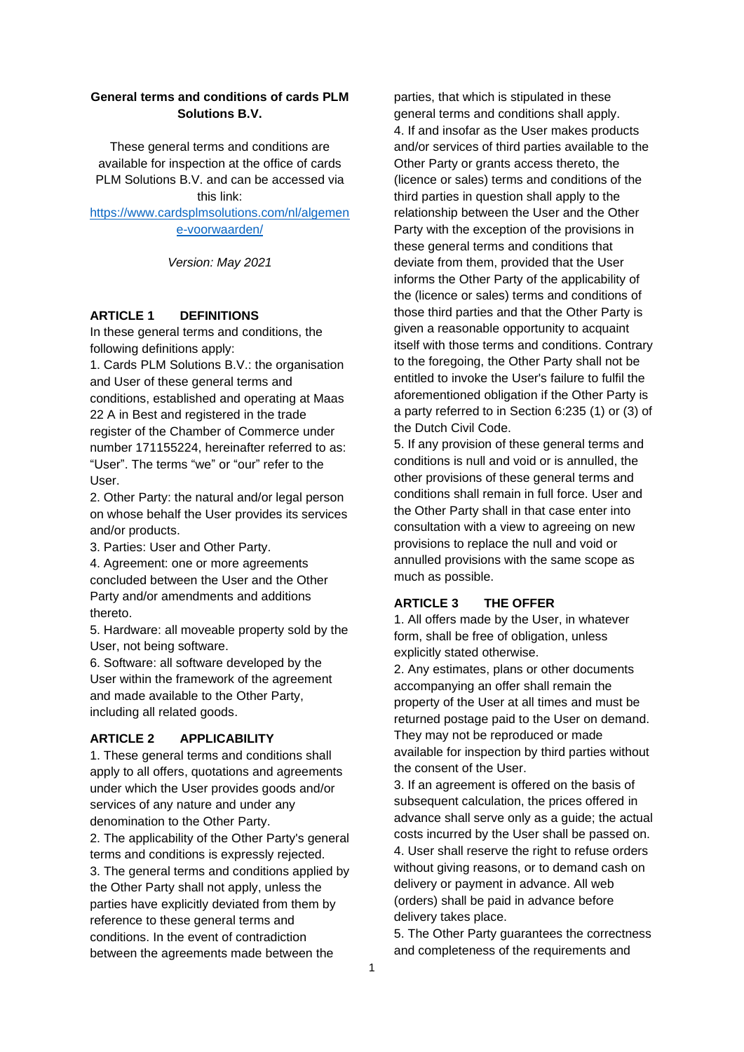**General terms and conditions of cards PLM Solutions B.V.**

These general terms and conditions are available for inspection at the office of cards PLM Solutions B.V. and can be accessed via this link: [https://www.cardsplmsolutions.com/nl/algemene-voorwaarden/](https://www.cardsplmsolutions.com/nl/algemene-voorwaarden/)

*Version: May 2021*

## ARTICLE 1 DEFINITIONS

In these general terms and conditions, the following definitions apply:

1. Cards PLM Solutions B.V.: the organisation and User of these general terms and conditions, established and operating at Maas 22 A in Best and registered in the trade register of the Chamber of Commerce under number 171155224, hereinafter referred to as: "User". The terms "we" or "our" refer to the User.
2. Other Party: the natural and/or legal person on whose behalf the User provides its services and/or products.
3. Parties: User and Other Party.
4. Agreement: one or more agreements concluded between the User and the Other Party and/or amendments and additions thereto.
5. Hardware: all moveable property sold by the User, not being software.
6. Software: all software developed by the User within the framework of the agreement and made available to the Other Party, including all related goods.

## ARTICLE 2 APPLICABILITY

1. These general terms and conditions shall apply to all offers, quotations and agreements under which the User provides goods and/or services of any nature and under any denomination to the Other Party.
2. The applicability of the Other Party's general terms and conditions is expressly rejected.
3. The general terms and conditions applied by the Other Party shall not apply, unless the parties have explicitly deviated from them by reference to these general terms and conditions. In the event of contradiction between the agreements made between the parties, that which is stipulated in these general terms and conditions shall apply.
4. If and insofar as the User makes products and/or services of third parties available to the Other Party or grants access thereto, the (licence or sales) terms and conditions of the third parties in question shall apply to the relationship between the User and the Other Party with the exception of the provisions in these general terms and conditions that deviate from them, provided that the User informs the Other Party of the applicability of the (licence or sales) terms and conditions of those third parties and that the Other Party is given a reasonable opportunity to acquaint itself with those terms and conditions. Contrary to the foregoing, the Other Party shall not be entitled to invoke the User's failure to fulfil the aforementioned obligation if the Other Party is a party referred to in Section 6:235 (1) or (3) of the Dutch Civil Code.
5. If any provision of these general terms and conditions is null and void or is annulled, the other provisions of these general terms and conditions shall remain in full force. User and the Other Party shall in that case enter into consultation with a view to agreeing on new provisions to replace the null and void or annulled provisions with the same scope as much as possible.

## ARTICLE 3 THE OFFER

1. All offers made by the User, in whatever form, shall be free of obligation, unless explicitly stated otherwise.
2. Any estimates, plans or other documents accompanying an offer shall remain the property of the User at all times and must be returned postage paid to the User on demand. They may not be reproduced or made available for inspection by third parties without the consent of the User.
3. If an agreement is offered on the basis of subsequent calculation, the prices offered in advance shall serve only as a guide; the actual costs incurred by the User shall be passed on.
4. User shall reserve the right to refuse orders without giving reasons, or to demand cash on delivery or payment in advance. All web (orders) shall be paid in advance before delivery takes place.
5. The Other Party guarantees the correctness and completeness of the requirements and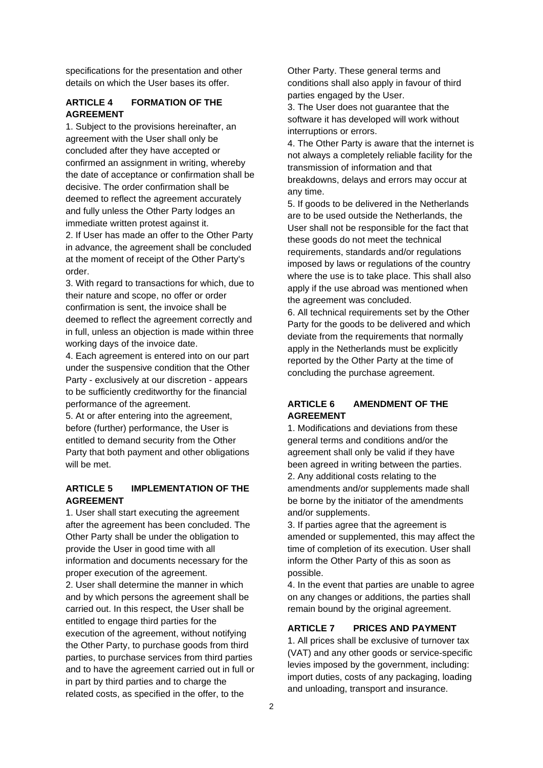specifications for the presentation and other details on which the User bases its offer.

## ARTICLE 4 FORMATION OF THE AGREEMENT

1. Subject to the provisions hereinafter, an agreement with the User shall only be concluded after they have accepted or confirmed an assignment in writing, whereby the date of acceptance or confirmation shall be decisive. The order confirmation shall be deemed to reflect the agreement accurately and fully unless the Other Party lodges an immediate written protest against it.
2. If User has made an offer to the Other Party in advance, the agreement shall be concluded at the moment of receipt of the Other Party's order.
3. With regard to transactions for which, due to their nature and scope, no offer or order confirmation is sent, the invoice shall be deemed to reflect the agreement correctly and in full, unless an objection is made within three working days of the invoice date.
4. Each agreement is entered into on our part under the suspensive condition that the Other Party - exclusively at our discretion - appears to be sufficiently creditworthy for the financial performance of the agreement.
5. At or after entering into the agreement, before (further) performance, the User is entitled to demand security from the Other Party that both payment and other obligations will be met.

## ARTICLE 5 IMPLEMENTATION OF THE AGREEMENT

1. User shall start executing the agreement after the agreement has been concluded. The Other Party shall be under the obligation to provide the User in good time with all information and documents necessary for the proper execution of the agreement.
2. User shall determine the manner in which and by which persons the agreement shall be carried out. In this respect, the User shall be entitled to engage third parties for the execution of the agreement, without notifying the Other Party, to purchase goods from third parties, to purchase services from third parties and to have the agreement carried out in full or in part by third parties and to charge the related costs, as specified in the offer, to the Other Party. These general terms and conditions shall also apply in favour of third parties engaged by the User.
3. The User does not guarantee that the software it has developed will work without interruptions or errors.
4. The Other Party is aware that the internet is not always a completely reliable facility for the transmission of information and that breakdowns, delays and errors may occur at any time.
5. If goods to be delivered in the Netherlands are to be used outside the Netherlands, the User shall not be responsible for the fact that these goods do not meet the technical requirements, standards and/or regulations imposed by laws or regulations of the country where the use is to take place. This shall also apply if the use abroad was mentioned when the agreement was concluded.
6. All technical requirements set by the Other Party for the goods to be delivered and which deviate from the requirements that normally apply in the Netherlands must be explicitly reported by the Other Party at the time of concluding the purchase agreement.

## ARTICLE 6 AMENDMENT OF THE AGREEMENT

1. Modifications and deviations from these general terms and conditions and/or the agreement shall only be valid if they have been agreed in writing between the parties.
2. Any additional costs relating to the amendments and/or supplements made shall be borne by the initiator of the amendments and/or supplements.
3. If parties agree that the agreement is amended or supplemented, this may affect the time of completion of its execution. User shall inform the Other Party of this as soon as possible.
4. In the event that parties are unable to agree on any changes or additions, the parties shall remain bound by the original agreement.

## ARTICLE 7 PRICES AND PAYMENT

1. All prices shall be exclusive of turnover tax (VAT) and any other goods or service-specific levies imposed by the government, including: import duties, costs of any packaging, loading and unloading, transport and insurance.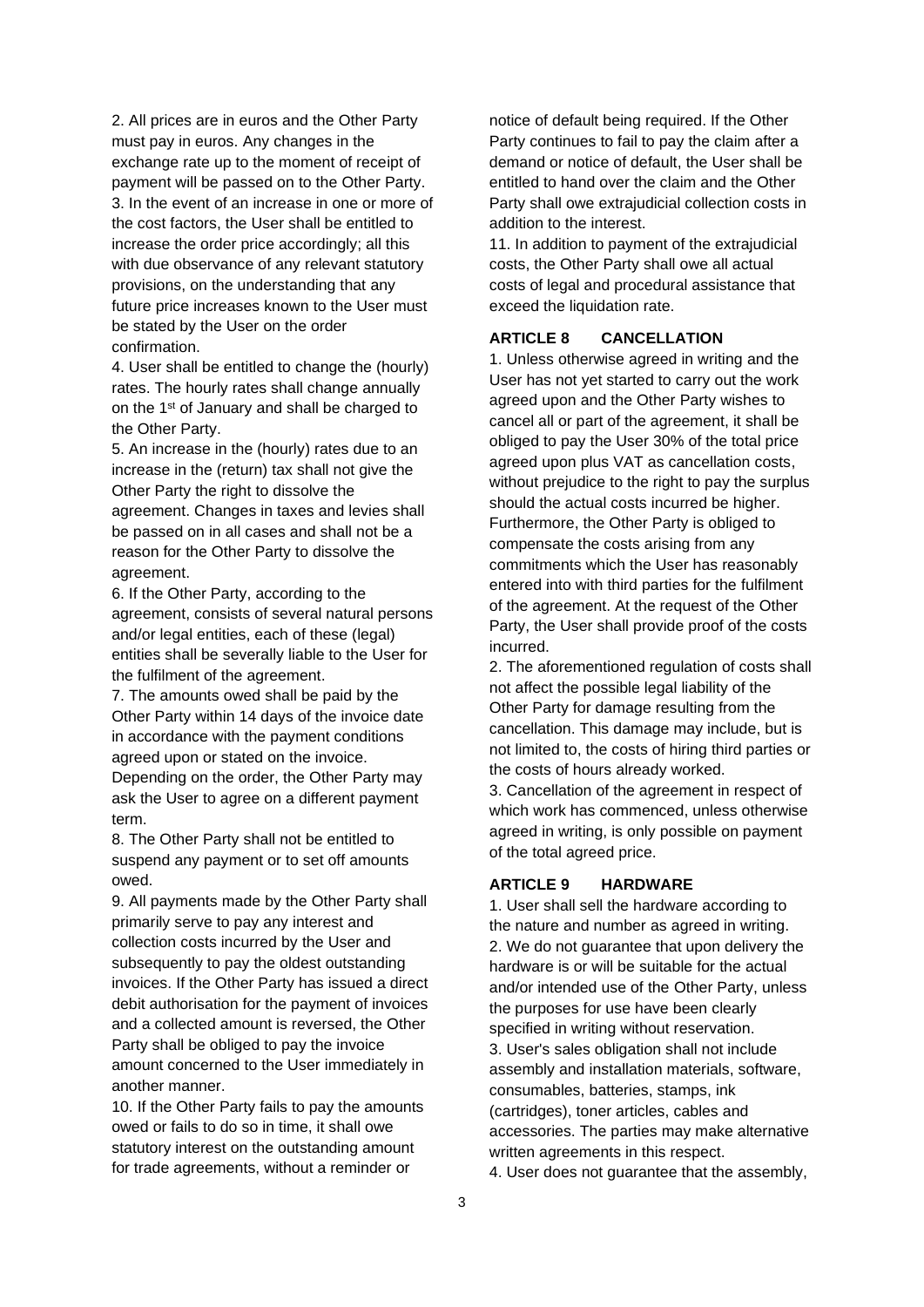2. All prices are in euros and the Other Party must pay in euros. Any changes in the exchange rate up to the moment of receipt of payment will be passed on to the Other Party.
3. In the event of an increase in one or more of the cost factors, the User shall be entitled to increase the order price accordingly; all this with due observance of any relevant statutory provisions, on the understanding that any future price increases known to the User must be stated by the User on the order confirmation.
4. User shall be entitled to change the (hourly) rates. The hourly rates shall change annually on the 1st of January and shall be charged to the Other Party.
5. An increase in the (hourly) rates due to an increase in the (return) tax shall not give the Other Party the right to dissolve the agreement. Changes in taxes and levies shall be passed on in all cases and shall not be a reason for the Other Party to dissolve the agreement.
6. If the Other Party, according to the agreement, consists of several natural persons and/or legal entities, each of these (legal) entities shall be severally liable to the User for the fulfilment of the agreement.
7. The amounts owed shall be paid by the Other Party within 14 days of the invoice date in accordance with the payment conditions agreed upon or stated on the invoice. Depending on the order, the Other Party may ask the User to agree on a different payment term.
8. The Other Party shall not be entitled to suspend any payment or to set off amounts owed.
9. All payments made by the Other Party shall primarily serve to pay any interest and collection costs incurred by the User and subsequently to pay the oldest outstanding invoices. If the Other Party has issued a direct debit authorisation for the payment of invoices and a collected amount is reversed, the Other Party shall be obliged to pay the invoice amount concerned to the User immediately in another manner.
10. If the Other Party fails to pay the amounts owed or fails to do so in time, it shall owe statutory interest on the outstanding amount for trade agreements, without a reminder or notice of default being required. If the Other Party continues to fail to pay the claim after a demand or notice of default, the User shall be entitled to hand over the claim and the Other Party shall owe extrajudicial collection costs in addition to the interest.
11. In addition to payment of the extrajudicial costs, the Other Party shall owe all actual costs of legal and procedural assistance that exceed the liquidation rate.

**ARTICLE 8 CANCELLATION**

1. Unless otherwise agreed in writing and the User has not yet started to carry out the work agreed upon and the Other Party wishes to cancel all or part of the agreement, it shall be obliged to pay the User 30% of the total price agreed upon plus VAT as cancellation costs, without prejudice to the right to pay the surplus should the actual costs incurred be higher. Furthermore, the Other Party is obliged to compensate the costs arising from any commitments which the User has reasonably entered into with third parties for the fulfilment of the agreement. At the request of the Other Party, the User shall provide proof of the costs incurred.
2. The aforementioned regulation of costs shall not affect the possible legal liability of the Other Party for damage resulting from the cancellation. This damage may include, but is not limited to, the costs of hiring third parties or the costs of hours already worked.
3. Cancellation of the agreement in respect of which work has commenced, unless otherwise agreed in writing, is only possible on payment of the total agreed price.

**ARTICLE 9 HARDWARE**

1. User shall sell the hardware according to the nature and number as agreed in writing.
2. We do not guarantee that upon delivery the hardware is or will be suitable for the actual and/or intended use of the Other Party, unless the purposes for use have been clearly specified in writing without reservation.
3. User's sales obligation shall not include assembly and installation materials, software, consumables, batteries, stamps, ink (cartridges), toner articles, cables and accessories. The parties may make alternative written agreements in this respect.
4. User does not guarantee that the assembly,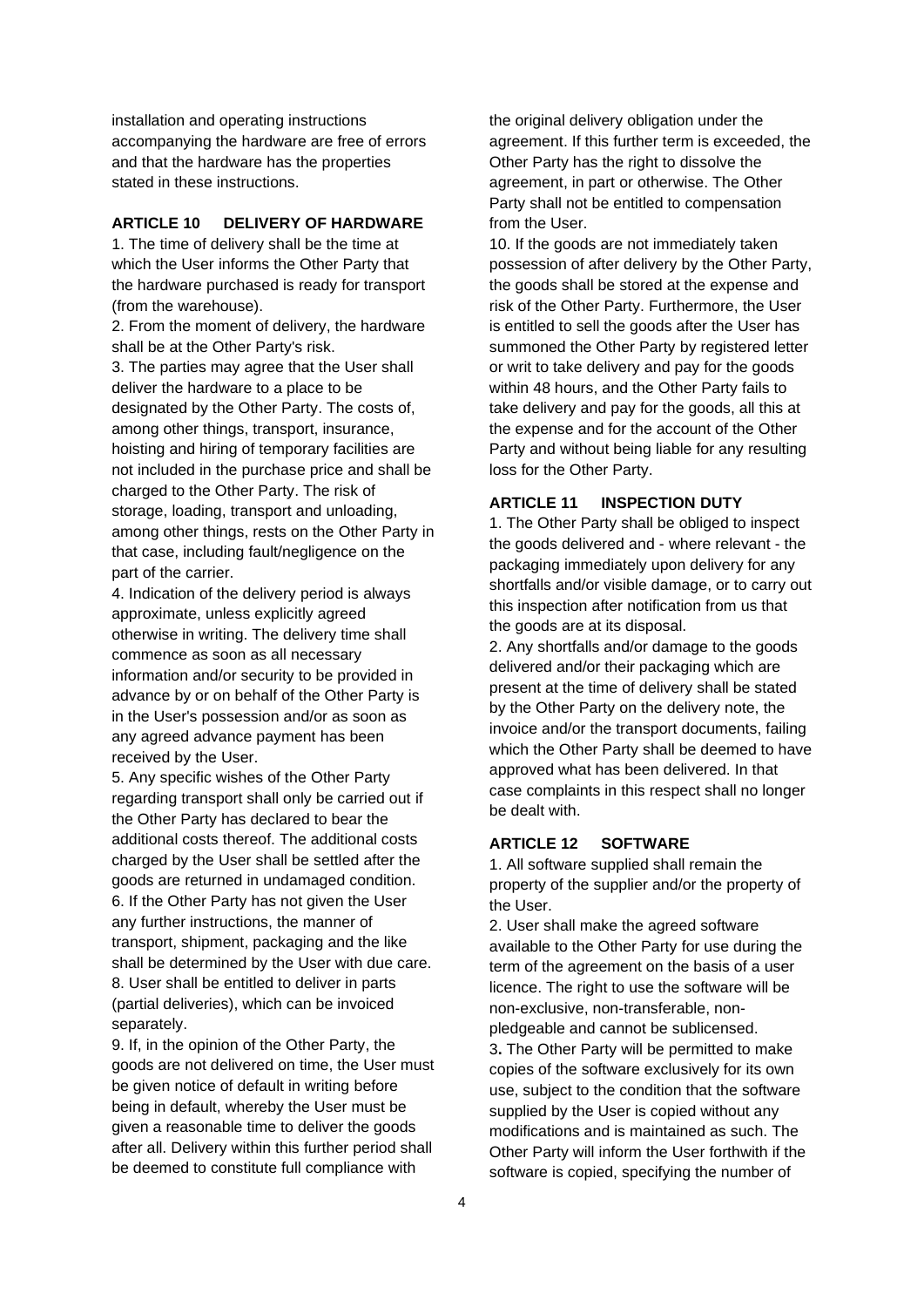installation and operating instructions accompanying the hardware are free of errors and that the hardware has the properties stated in these instructions.

**ARTICLE 10 DELIVERY OF HARDWARE**

1. The time of delivery shall be the time at which the User informs the Other Party that the hardware purchased is ready for transport (from the warehouse).
2. From the moment of delivery, the hardware shall be at the Other Party's risk.
3. The parties may agree that the User shall deliver the hardware to a place to be designated by the Other Party. The costs of, among other things, transport, insurance, hoisting and hiring of temporary facilities are not included in the purchase price and shall be charged to the Other Party. The risk of storage, loading, transport and unloading, among other things, rests on the Other Party in that case, including fault/negligence on the part of the carrier.
4. Indication of the delivery period is always approximate, unless explicitly agreed otherwise in writing. The delivery time shall commence as soon as all necessary information and/or security to be provided in advance by or on behalf of the Other Party is in the User's possession and/or as soon as any agreed advance payment has been received by the User.
5. Any specific wishes of the Other Party regarding transport shall only be carried out if the Other Party has declared to bear the additional costs thereof. The additional costs charged by the User shall be settled after the goods are returned in undamaged condition.
6. If the Other Party has not given the User any further instructions, the manner of transport, shipment, packaging and the like shall be determined by the User with due care.
8. User shall be entitled to deliver in parts (partial deliveries), which can be invoiced separately.
9. If, in the opinion of the Other Party, the goods are not delivered on time, the User must be given notice of default in writing before being in default, whereby the User must be given a reasonable time to deliver the goods after all. Delivery within this further period shall be deemed to constitute full compliance with the original delivery obligation under the agreement. If this further term is exceeded, the Other Party has the right to dissolve the agreement, in part or otherwise. The Other Party shall not be entitled to compensation from the User.
10. If the goods are not immediately taken possession of after delivery by the Other Party, the goods shall be stored at the expense and risk of the Other Party. Furthermore, the User is entitled to sell the goods after the User has summoned the Other Party by registered letter or writ to take delivery and pay for the goods within 48 hours, and the Other Party fails to take delivery and pay for the goods, all this at the expense and for the account of the Other Party and without being liable for any resulting loss for the Other Party.

**ARTICLE 11 INSPECTION DUTY**

1. The Other Party shall be obliged to inspect the goods delivered and - where relevant - the packaging immediately upon delivery for any shortfalls and/or visible damage, or to carry out this inspection after notification from us that the goods are at its disposal.
2. Any shortfalls and/or damage to the goods delivered and/or their packaging which are present at the time of delivery shall be stated by the Other Party on the delivery note, the invoice and/or the transport documents, failing which the Other Party shall be deemed to have approved what has been delivered. In that case complaints in this respect shall no longer be dealt with.

**ARTICLE 12 SOFTWARE**

1. All software supplied shall remain the property of the supplier and/or the property of the User.
2. User shall make the agreed software available to the Other Party for use during the term of the agreement on the basis of a user licence. The right to use the software will be non-exclusive, non-transferable, non-pledgeable and cannot be sublicensed.
3. The Other Party will be permitted to make copies of the software exclusively for its own use, subject to the condition that the software supplied by the User is copied without any modifications and is maintained as such. The Other Party will inform the User forthwith if the software is copied, specifying the number of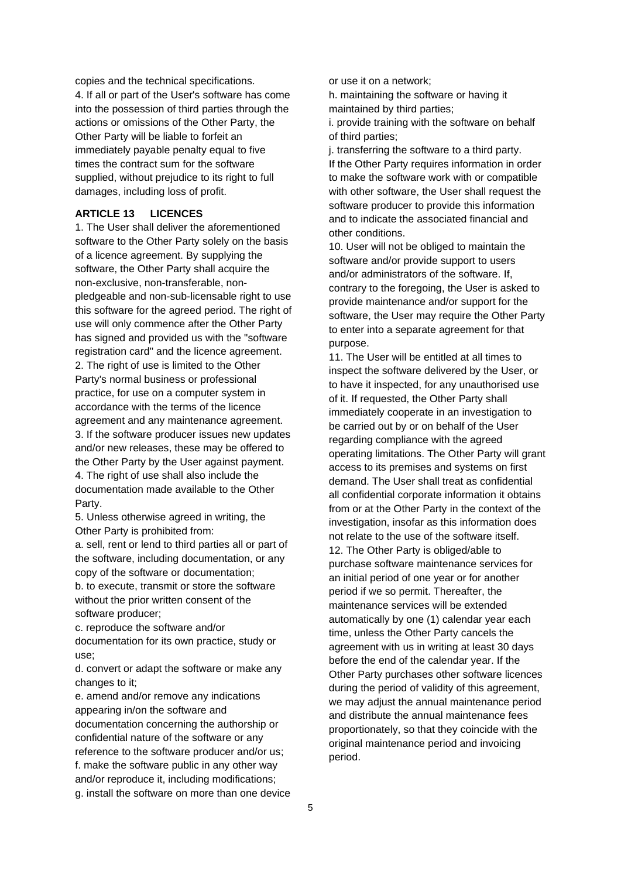copies and the technical specifications.

4. If all or part of the User's software has come into the possession of third parties through the actions or omissions of the Other Party, the Other Party will be liable to forfeit an immediately payable penalty equal to five times the contract sum for the software supplied, without prejudice to its right to full damages, including loss of profit.

**ARTICLE 13 LICENCES**

1. The User shall deliver the aforementioned software to the Other Party solely on the basis of a licence agreement. By supplying the software, the Other Party shall acquire the non-exclusive, non-transferable, non-pledgeable and non-sub-licensable right to use this software for the agreed period. The right of use will only commence after the Other Party has signed and provided us with the "software registration card" and the licence agreement.

2. The right of use is limited to the Other Party's normal business or professional practice, for use on a computer system in accordance with the terms of the licence agreement and any maintenance agreement.

3. If the software producer issues new updates and/or new releases, these may be offered to the Other Party by the User against payment.

4. The right of use shall also include the documentation made available to the Other Party.

5. Unless otherwise agreed in writing, the Other Party is prohibited from:

a. sell, rent or lend to third parties all or part of the software, including documentation, or any copy of the software or documentation;

b. to execute, transmit or store the software without the prior written consent of the software producer;

c. reproduce the software and/or documentation for its own practice, study or use;

d. convert or adapt the software or make any changes to it;

e. amend and/or remove any indications appearing in/on the software and documentation concerning the authorship or confidential nature of the software or any reference to the software producer and/or us;

f. make the software public in any other way and/or reproduce it, including modifications;

g. install the software on more than one device or use it on a network;

h. maintaining the software or having it maintained by third parties;

i. provide training with the software on behalf of third parties;

j. transferring the software to a third party.

If the Other Party requires information in order to make the software work with or compatible with other software, the User shall request the software producer to provide this information and to indicate the associated financial and other conditions.

10. User will not be obliged to maintain the software and/or provide support to users and/or administrators of the software. If, contrary to the foregoing, the User is asked to provide maintenance and/or support for the software, the User may require the Other Party to enter into a separate agreement for that purpose.

11. The User will be entitled at all times to inspect the software delivered by the User, or to have it inspected, for any unauthorised use of it. If requested, the Other Party shall immediately cooperate in an investigation to be carried out by or on behalf of the User regarding compliance with the agreed operating limitations. The Other Party will grant access to its premises and systems on first demand. The User shall treat as confidential all confidential corporate information it obtains from or at the Other Party in the context of the investigation, insofar as this information does not relate to the use of the software itself.

12. The Other Party is obliged/able to purchase software maintenance services for an initial period of one year or for another period if we so permit. Thereafter, the maintenance services will be extended automatically by one (1) calendar year each time, unless the Other Party cancels the agreement with us in writing at least 30 days before the end of the calendar year. If the Other Party purchases other software licences during the period of validity of this agreement, we may adjust the annual maintenance period and distribute the annual maintenance fees proportionately, so that they coincide with the original maintenance period and invoicing period.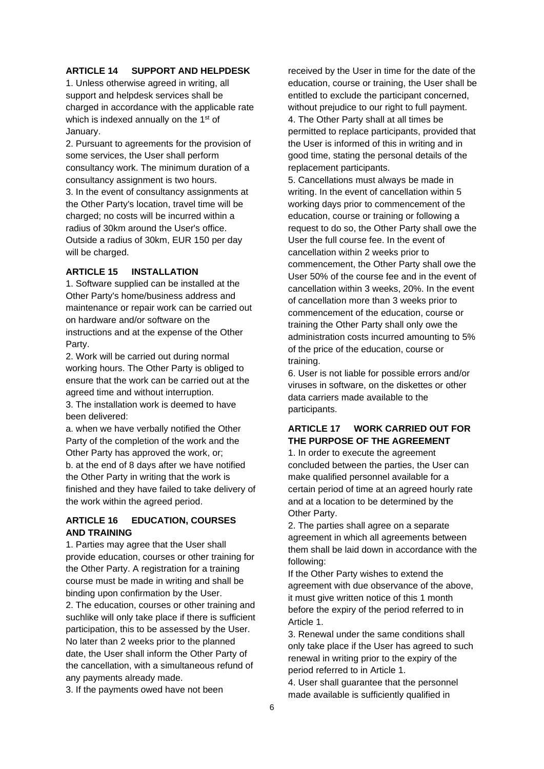### ARTICLE 14 SUPPORT AND HELPDESK

1. Unless otherwise agreed in writing, all support and helpdesk services shall be charged in accordance with the applicable rate which is indexed annually on the 1st of January.
2. Pursuant to agreements for the provision of some services, the User shall perform consultancy work. The minimum duration of a consultancy assignment is two hours.
3. In the event of consultancy assignments at the Other Party's location, travel time will be charged; no costs will be incurred within a radius of 30km around the User's office. Outside a radius of 30km, EUR 150 per day will be charged.

### ARTICLE 15 INSTALLATION

1. Software supplied can be installed at the Other Party's home/business address and maintenance or repair work can be carried out on hardware and/or software on the instructions and at the expense of the Other Party.
2. Work will be carried out during normal working hours. The Other Party is obliged to ensure that the work can be carried out at the agreed time and without interruption.
3. The installation work is deemed to have been delivered:

a. when we have verbally notified the Other Party of the completion of the work and the Other Party has approved the work, or;
b. at the end of 8 days after we have notified the Other Party in writing that the work is finished and they have failed to take delivery of the work within the agreed period.

### ARTICLE 16 EDUCATION, COURSES AND TRAINING

1. Parties may agree that the User shall provide education, courses or other training for the Other Party. A registration for a training course must be made in writing and shall be binding upon confirmation by the User.
2. The education, courses or other training and suchlike will only take place if there is sufficient participation, this to be assessed by the User. No later than 2 weeks prior to the planned date, the User shall inform the Other Party of the cancellation, with a simultaneous refund of any payments already made.
3. If the payments owed have not been received by the User in time for the date of the education, course or training, the User shall be entitled to exclude the participant concerned, without prejudice to our right to full payment.
4. The Other Party shall at all times be permitted to replace participants, provided that the User is informed of this in writing and in good time, stating the personal details of the replacement participants.
5. Cancellations must always be made in writing. In the event of cancellation within 5 working days prior to commencement of the education, course or training or following a request to do so, the Other Party shall owe the User the full course fee. In the event of cancellation within 2 weeks prior to commencement, the Other Party shall owe the User 50% of the course fee and in the event of cancellation within 3 weeks, 20%. In the event of cancellation more than 3 weeks prior to commencement of the education, course or training the Other Party shall only owe the administration costs incurred amounting to 5% of the price of the education, course or training.
6. User is not liable for possible errors and/or viruses in software, on the diskettes or other data carriers made available to the participants.

### ARTICLE 17 WORK CARRIED OUT FOR THE PURPOSE OF THE AGREEMENT

1. In order to execute the agreement concluded between the parties, the User can make qualified personnel available for a certain period of time at an agreed hourly rate and at a location to be determined by the Other Party.
2. The parties shall agree on a separate agreement in which all agreements between them shall be laid down in accordance with the following:

If the Other Party wishes to extend the agreement with due observance of the above, it must give written notice of this 1 month before the expiry of the period referred to in Article 1.

3. Renewal under the same conditions shall only take place if the User has agreed to such renewal in writing prior to the expiry of the period referred to in Article 1.
4. User shall guarantee that the personnel made available is sufficiently qualified in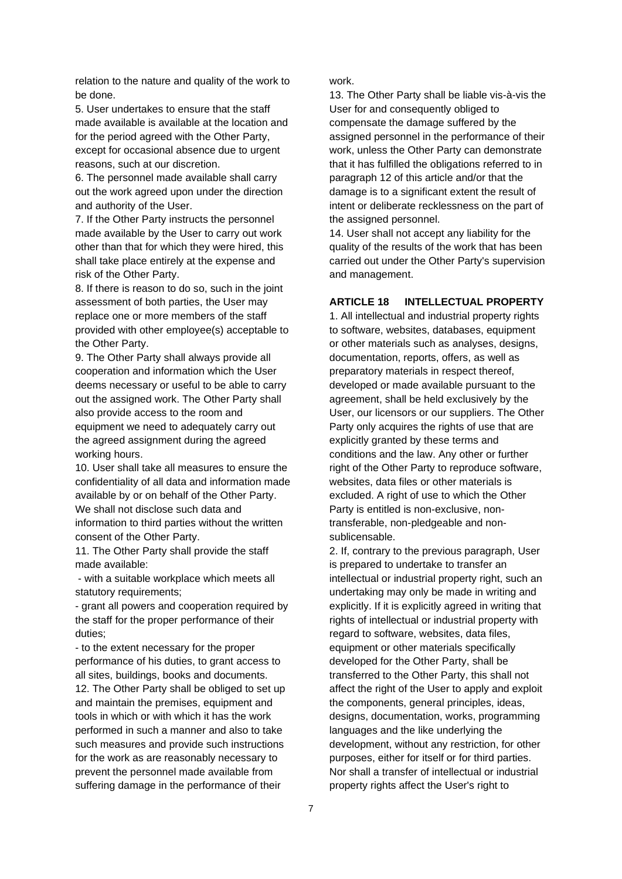relation to the nature and quality of the work to be done.

5. User undertakes to ensure that the staff made available is available at the location and for the period agreed with the Other Party, except for occasional absence due to urgent reasons, such at our discretion.

6. The personnel made available shall carry out the work agreed upon under the direction and authority of the User.

7. If the Other Party instructs the personnel made available by the User to carry out work other than that for which they were hired, this shall take place entirely at the expense and risk of the Other Party.

8. If there is reason to do so, such in the joint assessment of both parties, the User may replace one or more members of the staff provided with other employee(s) acceptable to the Other Party.

9. The Other Party shall always provide all cooperation and information which the User deems necessary or useful to be able to carry out the assigned work. The Other Party shall also provide access to the room and equipment we need to adequately carry out the agreed assignment during the agreed working hours.

10. User shall take all measures to ensure the confidentiality of all data and information made available by or on behalf of the Other Party. We shall not disclose such data and information to third parties without the written consent of the Other Party.

11. The Other Party shall provide the staff made available:

- with a suitable workplace which meets all statutory requirements;
- grant all powers and cooperation required by the staff for the proper performance of their duties;
- to the extent necessary for the proper performance of his duties, to grant access to all sites, buildings, books and documents.

12. The Other Party shall be obliged to set up and maintain the premises, equipment and tools in which or with which it has the work performed in such a manner and also to take such measures and provide such instructions for the work as are reasonably necessary to prevent the personnel made available from suffering damage in the performance of their work.

13. The Other Party shall be liable vis-à-vis the User for and consequently obliged to compensate the damage suffered by the assigned personnel in the performance of their work, unless the Other Party can demonstrate that it has fulfilled the obligations referred to in paragraph 12 of this article and/or that the damage is to a significant extent the result of intent or deliberate recklessness on the part of the assigned personnel.

14. User shall not accept any liability for the quality of the results of the work that has been carried out under the Other Party's supervision and management.

**ARTICLE 18 INTELLECTUAL PROPERTY**

1. All intellectual and industrial property rights to software, websites, databases, equipment or other materials such as analyses, designs, documentation, reports, offers, as well as preparatory materials in respect thereof, developed or made available pursuant to the agreement, shall be held exclusively by the User, our licensors or our suppliers. The Other Party only acquires the rights of use that are explicitly granted by these terms and conditions and the law. Any other or further right of the Other Party to reproduce software, websites, data files or other materials is excluded. A right of use to which the Other Party is entitled is non-exclusive, non-transferable, non-pledgeable and non-sublicensable.

2. If, contrary to the previous paragraph, User is prepared to undertake to transfer an intellectual or industrial property right, such an undertaking may only be made in writing and explicitly. If it is explicitly agreed in writing that rights of intellectual or industrial property with regard to software, websites, data files, equipment or other materials specifically developed for the Other Party, shall be transferred to the Other Party, this shall not affect the right of the User to apply and exploit the components, general principles, ideas, designs, documentation, works, programming languages and the like underlying the development, without any restriction, for other purposes, either for itself or for third parties. Nor shall a transfer of intellectual or industrial property rights affect the User's right to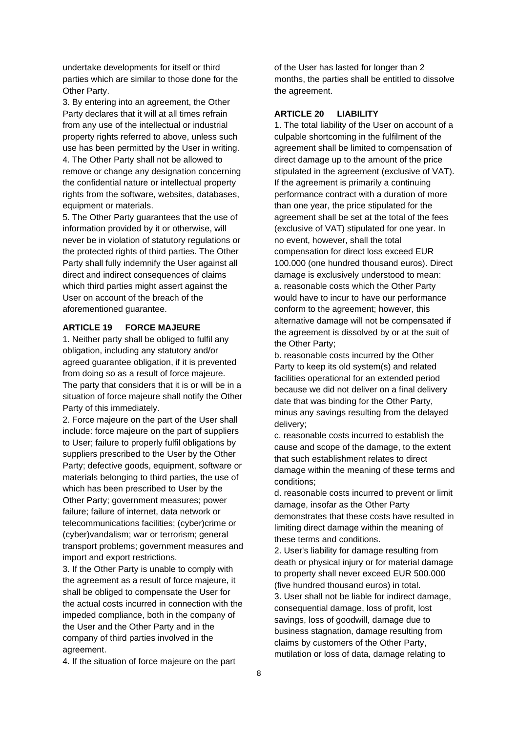undertake developments for itself or third parties which are similar to those done for the Other Party.

3. By entering into an agreement, the Other Party declares that it will at all times refrain from any use of the intellectual or industrial property rights referred to above, unless such use has been permitted by the User in writing.

4. The Other Party shall not be allowed to remove or change any designation concerning the confidential nature or intellectual property rights from the software, websites, databases, equipment or materials.

5. The Other Party guarantees that the use of information provided by it or otherwise, will never be in violation of statutory regulations or the protected rights of third parties. The Other Party shall fully indemnify the User against all direct and indirect consequences of claims which third parties might assert against the User on account of the breach of the aforementioned guarantee.

### ARTICLE 19 FORCE MAJEURE

1. Neither party shall be obliged to fulfil any obligation, including any statutory and/or agreed guarantee obligation, if it is prevented from doing so as a result of force majeure. The party that considers that it is or will be in a situation of force majeure shall notify the Other Party of this immediately.

2. Force majeure on the part of the User shall include: force majeure on the part of suppliers to User; failure to properly fulfil obligations by suppliers prescribed to the User by the Other Party; defective goods, equipment, software or materials belonging to third parties, the use of which has been prescribed to User by the Other Party; government measures; power failure; failure of internet, data network or telecommunications facilities; (cyber)crime or (cyber)vandalism; war or terrorism; general transport problems; government measures and import and export restrictions.

3. If the Other Party is unable to comply with the agreement as a result of force majeure, it shall be obliged to compensate the User for the actual costs incurred in connection with the impeded compliance, both in the company of the User and the Other Party and in the company of third parties involved in the agreement.

4. If the situation of force majeure on the part of the User has lasted for longer than 2 months, the parties shall be entitled to dissolve the agreement.

### ARTICLE 20 LIABILITY

1. The total liability of the User on account of a culpable shortcoming in the fulfilment of the agreement shall be limited to compensation of direct damage up to the amount of the price stipulated in the agreement (exclusive of VAT). If the agreement is primarily a continuing performance contract with a duration of more than one year, the price stipulated for the agreement shall be set at the total of the fees (exclusive of VAT) stipulated for one year. In no event, however, shall the total compensation for direct loss exceed EUR 100.000 (one hundred thousand euros). Direct damage is exclusively understood to mean:

a. reasonable costs which the Other Party would have to incur to have our performance conform to the agreement; however, this alternative damage will not be compensated if the agreement is dissolved by or at the suit of the Other Party;

b. reasonable costs incurred by the Other Party to keep its old system(s) and related facilities operational for an extended period because we did not deliver on a final delivery date that was binding for the Other Party, minus any savings resulting from the delayed delivery;

c. reasonable costs incurred to establish the cause and scope of the damage, to the extent that such establishment relates to direct damage within the meaning of these terms and conditions;

d. reasonable costs incurred to prevent or limit damage, insofar as the Other Party demonstrates that these costs have resulted in limiting direct damage within the meaning of these terms and conditions.

2. User's liability for damage resulting from death or physical injury or for material damage to property shall never exceed EUR 500.000 (five hundred thousand euros) in total.

3. User shall not be liable for indirect damage, consequential damage, loss of profit, lost savings, loss of goodwill, damage due to business stagnation, damage resulting from claims by customers of the Other Party, mutilation or loss of data, damage relating to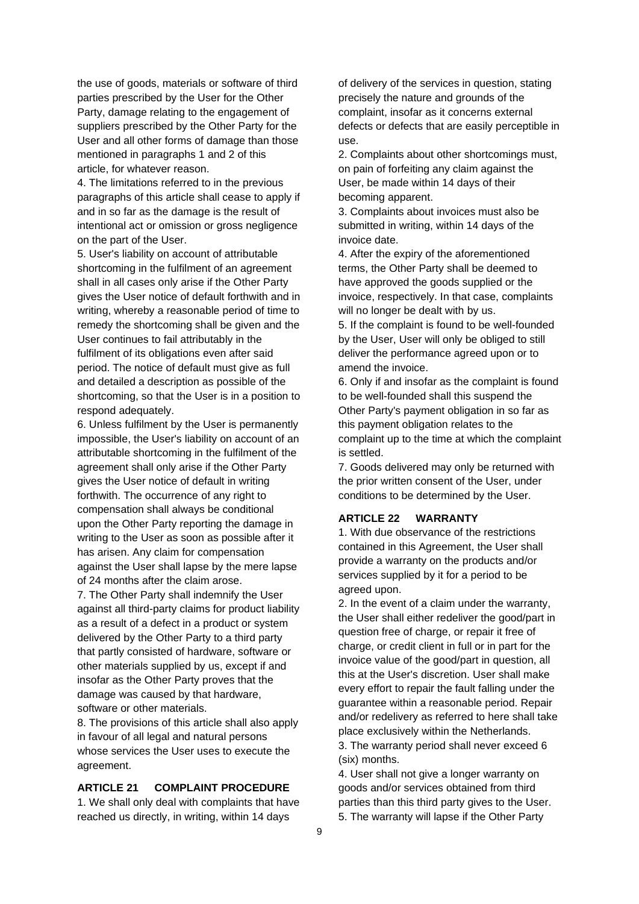the use of goods, materials or software of third parties prescribed by the User for the Other Party, damage relating to the engagement of suppliers prescribed by the Other Party for the User and all other forms of damage than those mentioned in paragraphs 1 and 2 of this article, for whatever reason.

4. The limitations referred to in the previous paragraphs of this article shall cease to apply if and in so far as the damage is the result of intentional act or omission or gross negligence on the part of the User.

5. User's liability on account of attributable shortcoming in the fulfilment of an agreement shall in all cases only arise if the Other Party gives the User notice of default forthwith and in writing, whereby a reasonable period of time to remedy the shortcoming shall be given and the User continues to fail attributably in the fulfilment of its obligations even after said period. The notice of default must give as full and detailed a description as possible of the shortcoming, so that the User is in a position to respond adequately.

6. Unless fulfilment by the User is permanently impossible, the User's liability on account of an attributable shortcoming in the fulfilment of the agreement shall only arise if the Other Party gives the User notice of default in writing forthwith. The occurrence of any right to compensation shall always be conditional upon the Other Party reporting the damage in writing to the User as soon as possible after it has arisen. Any claim for compensation against the User shall lapse by the mere lapse of 24 months after the claim arose.

7. The Other Party shall indemnify the User against all third-party claims for product liability as a result of a defect in a product or system delivered by the Other Party to a third party that partly consisted of hardware, software or other materials supplied by us, except if and insofar as the Other Party proves that the damage was caused by that hardware, software or other materials.

8. The provisions of this article shall also apply in favour of all legal and natural persons whose services the User uses to execute the agreement.

**ARTICLE 21 COMPLAINT PROCEDURE**

1. We shall only deal with complaints that have reached us directly, in writing, within 14 days of delivery of the services in question, stating precisely the nature and grounds of the complaint, insofar as it concerns external defects or defects that are easily perceptible in use.

2. Complaints about other shortcomings must, on pain of forfeiting any claim against the User, be made within 14 days of their becoming apparent.

3. Complaints about invoices must also be submitted in writing, within 14 days of the invoice date.

4. After the expiry of the aforementioned terms, the Other Party shall be deemed to have approved the goods supplied or the invoice, respectively. In that case, complaints will no longer be dealt with by us.

5. If the complaint is found to be well-founded by the User, User will only be obliged to still deliver the performance agreed upon or to amend the invoice.

6. Only if and insofar as the complaint is found to be well-founded shall this suspend the Other Party's payment obligation in so far as this payment obligation relates to the complaint up to the time at which the complaint is settled.

7. Goods delivered may only be returned with the prior written consent of the User, under conditions to be determined by the User.

**ARTICLE 22 WARRANTY**

1. With due observance of the restrictions contained in this Agreement, the User shall provide a warranty on the products and/or services supplied by it for a period to be agreed upon.

2. In the event of a claim under the warranty, the User shall either redeliver the good/part in question free of charge, or repair it free of charge, or credit client in full or in part for the invoice value of the good/part in question, all this at the User's discretion. User shall make every effort to repair the fault falling under the guarantee within a reasonable period. Repair and/or redelivery as referred to here shall take place exclusively within the Netherlands.

3. The warranty period shall never exceed 6 (six) months.

4. User shall not give a longer warranty on goods and/or services obtained from third parties than this third party gives to the User.

5. The warranty will lapse if the Other Party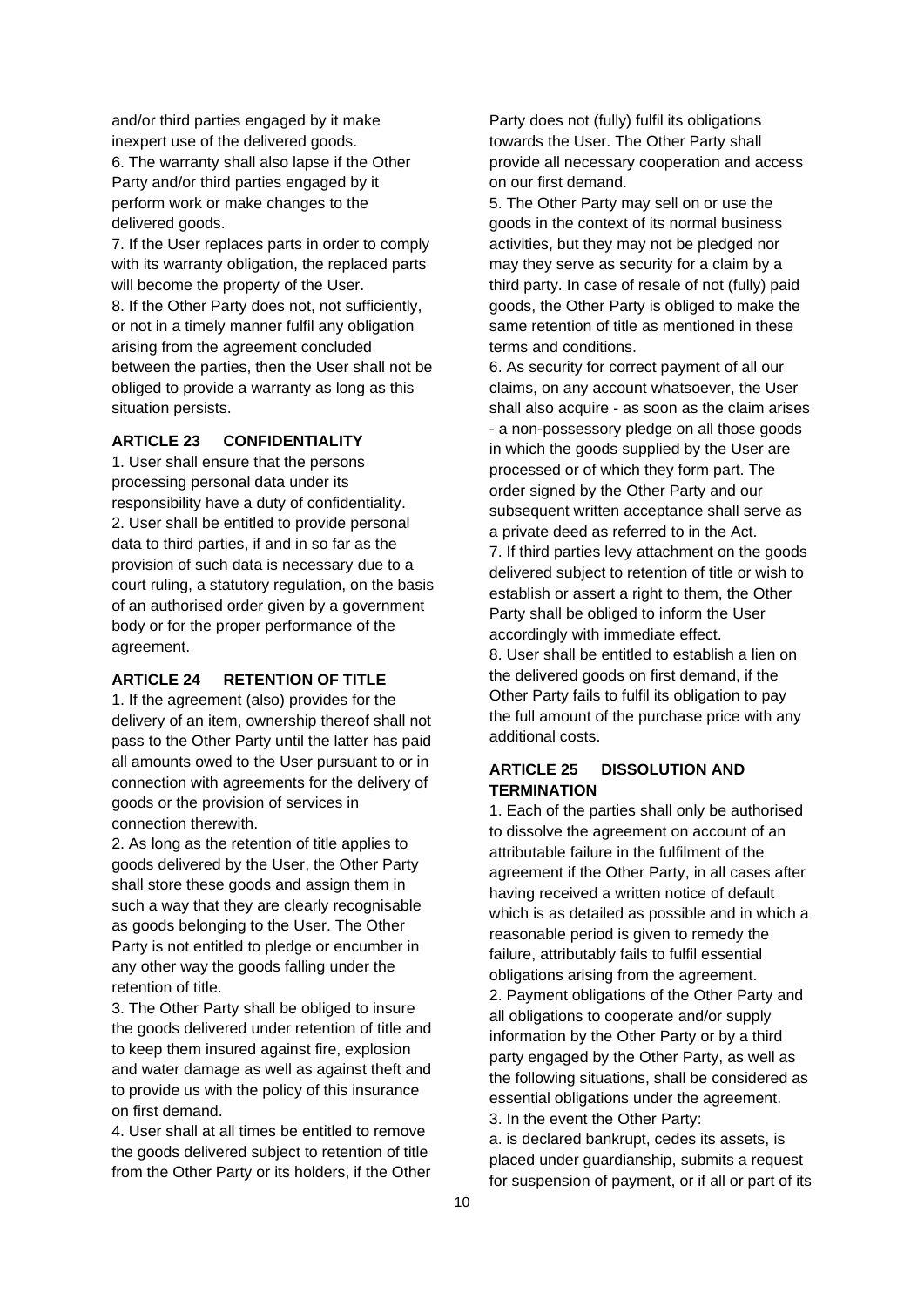and/or third parties engaged by it make inexpert use of the delivered goods.

6. The warranty shall also lapse if the Other Party and/or third parties engaged by it perform work or make changes to the delivered goods.

7. If the User replaces parts in order to comply with its warranty obligation, the replaced parts will become the property of the User.

8. If the Other Party does not, not sufficiently, or not in a timely manner fulfil any obligation arising from the agreement concluded between the parties, then the User shall not be obliged to provide a warranty as long as this situation persists.

**ARTICLE 23 CONFIDENTIALITY**

1. User shall ensure that the persons processing personal data under its responsibility have a duty of confidentiality.

2. User shall be entitled to provide personal data to third parties, if and in so far as the provision of such data is necessary due to a court ruling, a statutory regulation, on the basis of an authorised order given by a government body or for the proper performance of the agreement.

**ARTICLE 24 RETENTION OF TITLE**

1. If the agreement (also) provides for the delivery of an item, ownership thereof shall not pass to the Other Party until the latter has paid all amounts owed to the User pursuant to or in connection with agreements for the delivery of goods or the provision of services in connection therewith.

2. As long as the retention of title applies to goods delivered by the User, the Other Party shall store these goods and assign them in such a way that they are clearly recognisable as goods belonging to the User. The Other Party is not entitled to pledge or encumber in any other way the goods falling under the retention of title.

3. The Other Party shall be obliged to insure the goods delivered under retention of title and to keep them insured against fire, explosion and water damage as well as against theft and to provide us with the policy of this insurance on first demand.

4. User shall at all times be entitled to remove the goods delivered subject to retention of title from the Other Party or its holders, if the Other Party does not (fully) fulfil its obligations towards the User. The Other Party shall provide all necessary cooperation and access on our first demand.

5. The Other Party may sell on or use the goods in the context of its normal business activities, but they may not be pledged nor may they serve as security for a claim by a third party. In case of resale of not (fully) paid goods, the Other Party is obliged to make the same retention of title as mentioned in these terms and conditions.

6. As security for correct payment of all our claims, on any account whatsoever, the User shall also acquire - as soon as the claim arises - a non-possessory pledge on all those goods in which the goods supplied by the User are processed or of which they form part. The order signed by the Other Party and our subsequent written acceptance shall serve as a private deed as referred to in the Act.

7. If third parties levy attachment on the goods delivered subject to retention of title or wish to establish or assert a right to them, the Other Party shall be obliged to inform the User accordingly with immediate effect.

8. User shall be entitled to establish a lien on the delivered goods on first demand, if the Other Party fails to fulfil its obligation to pay the full amount of the purchase price with any additional costs.

**ARTICLE 25 DISSOLUTION AND TERMINATION**

1. Each of the parties shall only be authorised to dissolve the agreement on account of an attributable failure in the fulfilment of the agreement if the Other Party, in all cases after having received a written notice of default which is as detailed as possible and in which a reasonable period is given to remedy the failure, attributably fails to fulfil essential obligations arising from the agreement.

2. Payment obligations of the Other Party and all obligations to cooperate and/or supply information by the Other Party or by a third party engaged by the Other Party, as well as the following situations, shall be considered as essential obligations under the agreement.

3. In the event the Other Party:

a. is declared bankrupt, cedes its assets, is placed under guardianship, submits a request for suspension of payment, or if all or part of its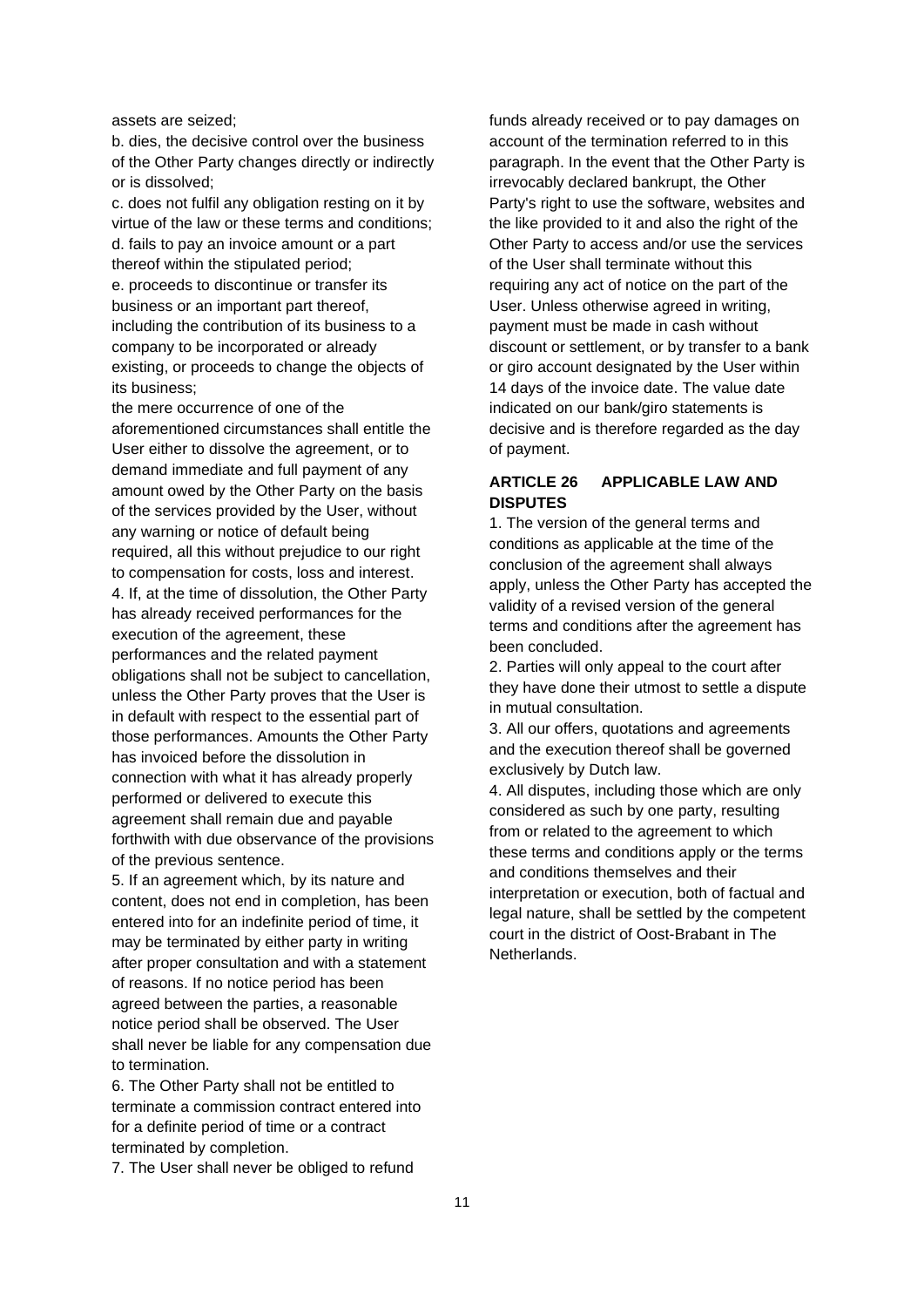assets are seized;

b. dies, the decisive control over the business of the Other Party changes directly or indirectly or is dissolved;

c. does not fulfil any obligation resting on it by virtue of the law or these terms and conditions;

d. fails to pay an invoice amount or a part thereof within the stipulated period;

e. proceeds to discontinue or transfer its business or an important part thereof, including the contribution of its business to a company to be incorporated or already existing, or proceeds to change the objects of its business;

the mere occurrence of one of the aforementioned circumstances shall entitle the User either to dissolve the agreement, or to demand immediate and full payment of any amount owed by the Other Party on the basis of the services provided by the User, without any warning or notice of default being required, all this without prejudice to our right to compensation for costs, loss and interest.

4. If, at the time of dissolution, the Other Party has already received performances for the execution of the agreement, these performances and the related payment obligations shall not be subject to cancellation, unless the Other Party proves that the User is in default with respect to the essential part of those performances. Amounts the Other Party has invoiced before the dissolution in connection with what it has already properly performed or delivered to execute this agreement shall remain due and payable forthwith with due observance of the provisions of the previous sentence.

5. If an agreement which, by its nature and content, does not end in completion, has been entered into for an indefinite period of time, it may be terminated by either party in writing after proper consultation and with a statement of reasons. If no notice period has been agreed between the parties, a reasonable notice period shall be observed. The User shall never be liable for any compensation due to termination.

6. The Other Party shall not be entitled to terminate a commission contract entered into for a definite period of time or a contract terminated by completion.

7. The User shall never be obliged to refund funds already received or to pay damages on account of the termination referred to in this paragraph. In the event that the Other Party is irrevocably declared bankrupt, the Other Party's right to use the software, websites and the like provided to it and also the right of the Other Party to access and/or use the services of the User shall terminate without this requiring any act of notice on the part of the User. Unless otherwise agreed in writing, payment must be made in cash without discount or settlement, or by transfer to a bank or giro account designated by the User within 14 days of the invoice date. The value date indicated on our bank/giro statements is decisive and is therefore regarded as the day of payment.

### ARTICLE 26 APPLICABLE LAW AND DISPUTES

1. The version of the general terms and conditions as applicable at the time of the conclusion of the agreement shall always apply, unless the Other Party has accepted the validity of a revised version of the general terms and conditions after the agreement has been concluded.

2. Parties will only appeal to the court after they have done their utmost to settle a dispute in mutual consultation.

3. All our offers, quotations and agreements and the execution thereof shall be governed exclusively by Dutch law.

4. All disputes, including those which are only considered as such by one party, resulting from or related to the agreement to which these terms and conditions apply or the terms and conditions themselves and their interpretation or execution, both of factual and legal nature, shall be settled by the competent court in the district of Oost-Brabant in The Netherlands.